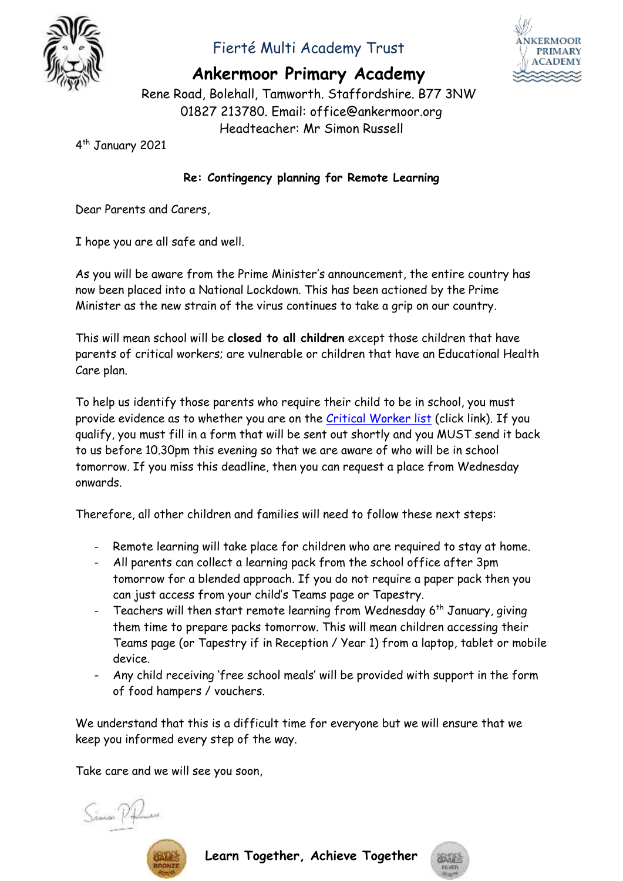Fierté Multi Academy Trust

# Ankermoor Primary Academy

Rene Road, Bolehall, Tamworth. Staffordshire. B77 3NW
01827 213780. Email: office@ankermoor.org
Headteacher: Mr Simon Russell

4th January 2021

**Re: Contingency planning for Remote Learning**

Dear Parents and Carers,

I hope you are all safe and well.

As you will be aware from the Prime Minister's announcement, the entire country has now been placed into a National Lockdown. This has been actioned by the Prime Minister as the new strain of the virus continues to take a grip on our country.

This will mean school will be **closed to all children** except those children that have parents of critical workers; are vulnerable or children that have an Educational Health Care plan.

To help us identify those parents who require their child to be in school, you must provide evidence as to whether you are on the Critical Worker list (click link). If you qualify, you must fill in a form that will be sent out shortly and you MUST send it back to us before 10.30pm this evening so that we are aware of who will be in school tomorrow. If you miss this deadline, then you can request a place from Wednesday onwards.

Therefore, all other children and families will need to follow these next steps:

- Remote learning will take place for children who are required to stay at home.
- All parents can collect a learning pack from the school office after 3pm tomorrow for a blended approach. If you do not require a paper pack then you can just access from your child's Teams page or Tapestry.
- Teachers will then start remote learning from Wednesday 6th January, giving them time to prepare packs tomorrow. This will mean children accessing their Teams page (or Tapestry if in Reception / Year 1) from a laptop, tablet or mobile device.
- Any child receiving 'free school meals' will be provided with support in the form of food hampers / vouchers.

We understand that this is a difficult time for everyone but we will ensure that we keep you informed every step of the way.

Take care and we will see you soon,

**Learn Together, Achieve Together**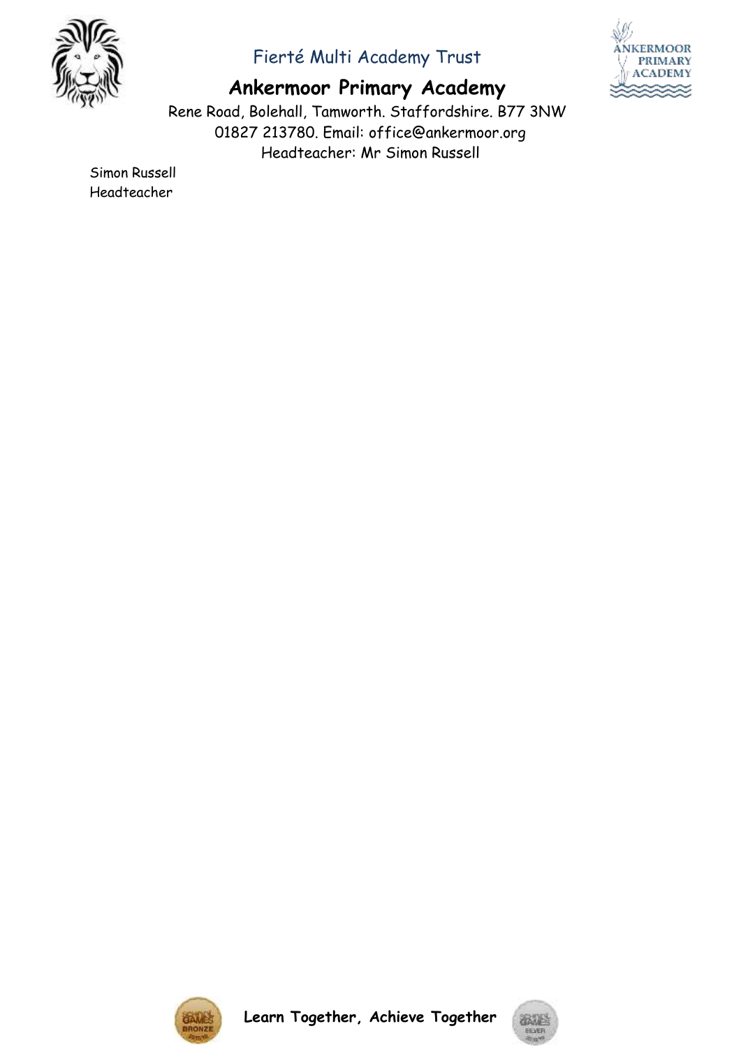Simon Russell
Headteacher